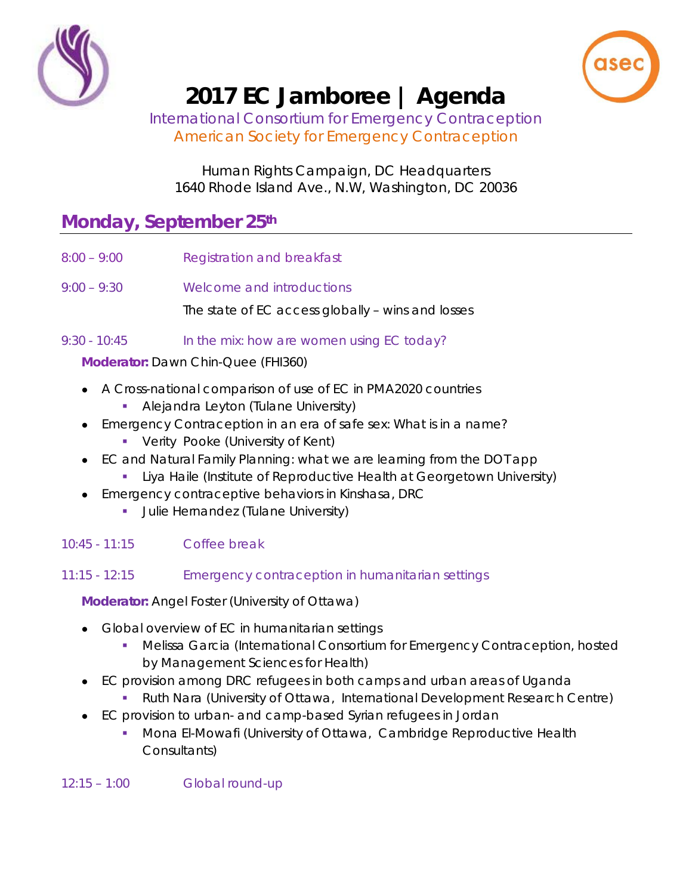# 2017 EC Jamboree | Agenda

International Consortium for Emergency Contraception
American Society for Emergency Contraception

Human Rights Campaign, DC Headquarters
1640 Rhode Island Ave., N.W, Washington, DC 20036

## Monday, September 25th

8:00 – 9:00 Registration and breakfast

9:00 – 9:30 Welcome and introductions

The state of EC access globally – wins and losses

9:30 - 10:45 In the mix: how are women using EC today?

**Moderator:** Dawn Chin-Quee (FHI360)

- A Cross-national comparison of use of EC in PMA2020 countries
  - Alejandra Leyton (Tulane University)
- Emergency Contraception in an era of safe sex: What is in a name?
  - Verity Pooke (University of Kent)
- EC and Natural Family Planning: what we are learning from the DOT app
  - Liya Haile (Institute of Reproductive Health at Georgetown University)
- Emergency contraceptive behaviors in Kinshasa, DRC
  - Julie Hernandez (Tulane University)

10:45 - 11:15 Coffee break

11:15 - 12:15 Emergency contraception in humanitarian settings

**Moderator:** Angel Foster (University of Ottawa)

- Global overview of EC in humanitarian settings
  - Melissa Garcia (International Consortium for Emergency Contraception, hosted by Management Sciences for Health)
- EC provision among DRC refugees in both camps and urban areas of Uganda
  - Ruth Nara (University of Ottawa, International Development Research Centre)
- EC provision to urban- and camp-based Syrian refugees in Jordan
  - Mona El-Mowafi (University of Ottawa, Cambridge Reproductive Health Consultants)

12:15 – 1:00 Global round-up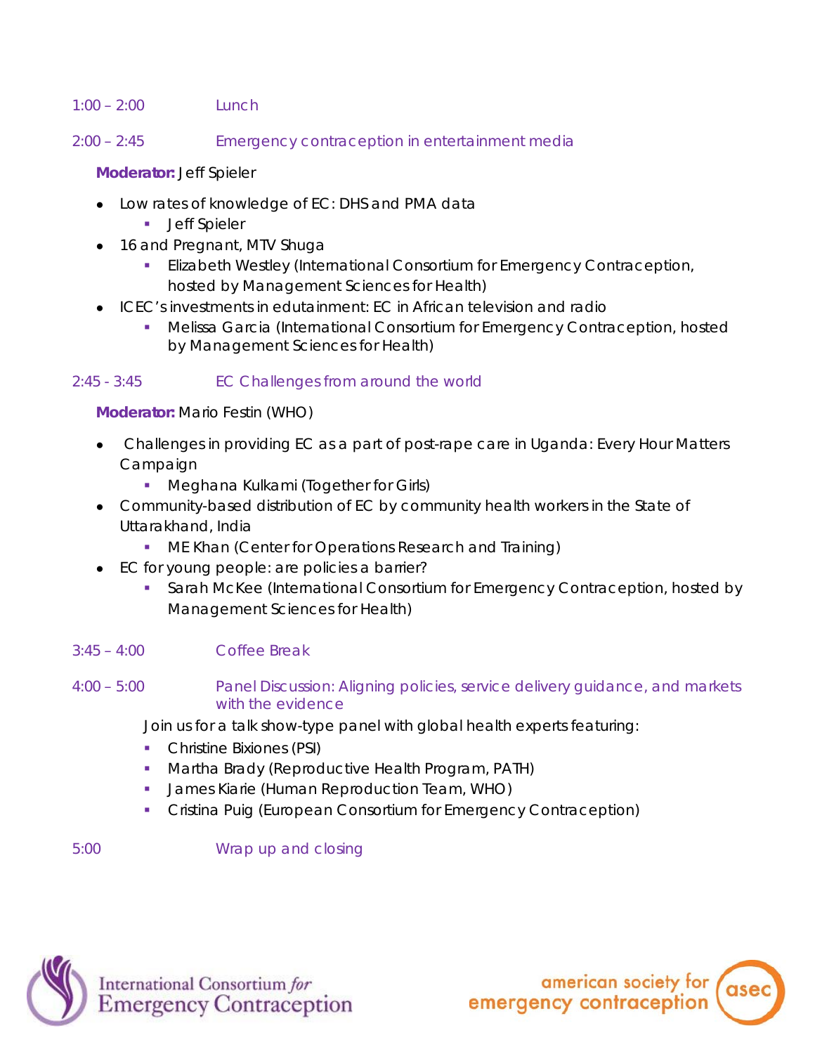1:00 – 2:00 Lunch

2:00 – 2:45 Emergency contraception in entertainment media

**Moderator:** Jeff Spieler

- Low rates of knowledge of EC: DHS and PMA data
  - Jeff Spieler
- 16 and Pregnant, MTV Shuga
  - Elizabeth Westley (International Consortium for Emergency Contraception, hosted by Management Sciences for Health)
- ICEC's investments in edutainment: EC in African television and radio
  - Melissa Garcia (International Consortium for Emergency Contraception, hosted by Management Sciences for Health)

2:45 - 3:45 EC Challenges from around the world

**Moderator:** Mario Festin (WHO)

- Challenges in providing EC as a part of post-rape care in Uganda: Every Hour Matters Campaign
  - Meghana Kulkami (Together for Girls)
- Community-based distribution of EC by community health workers in the State of Uttarakhand, India
  - ME Khan (Center for Operations Research and Training)
- EC for young people: are policies a barrier?
  - Sarah McKee (International Consortium for Emergency Contraception, hosted by Management Sciences for Health)

3:45 – 4:00 Coffee Break

4:00 – 5:00 Panel Discussion: Aligning policies, service delivery guidance, and markets with the evidence

Join us for a talk show-type panel with global health experts featuring:

- Christine Bixiones (PSI)
- Martha Brady (Reproductive Health Program, PATH)
- James Kiarie (Human Reproduction Team, WHO)
- Cristina Puig (European Consortium for Emergency Contraception)

5:00 Wrap up and closing

International Consortium *for* Emergency Contraception

american society for emergency contraception asec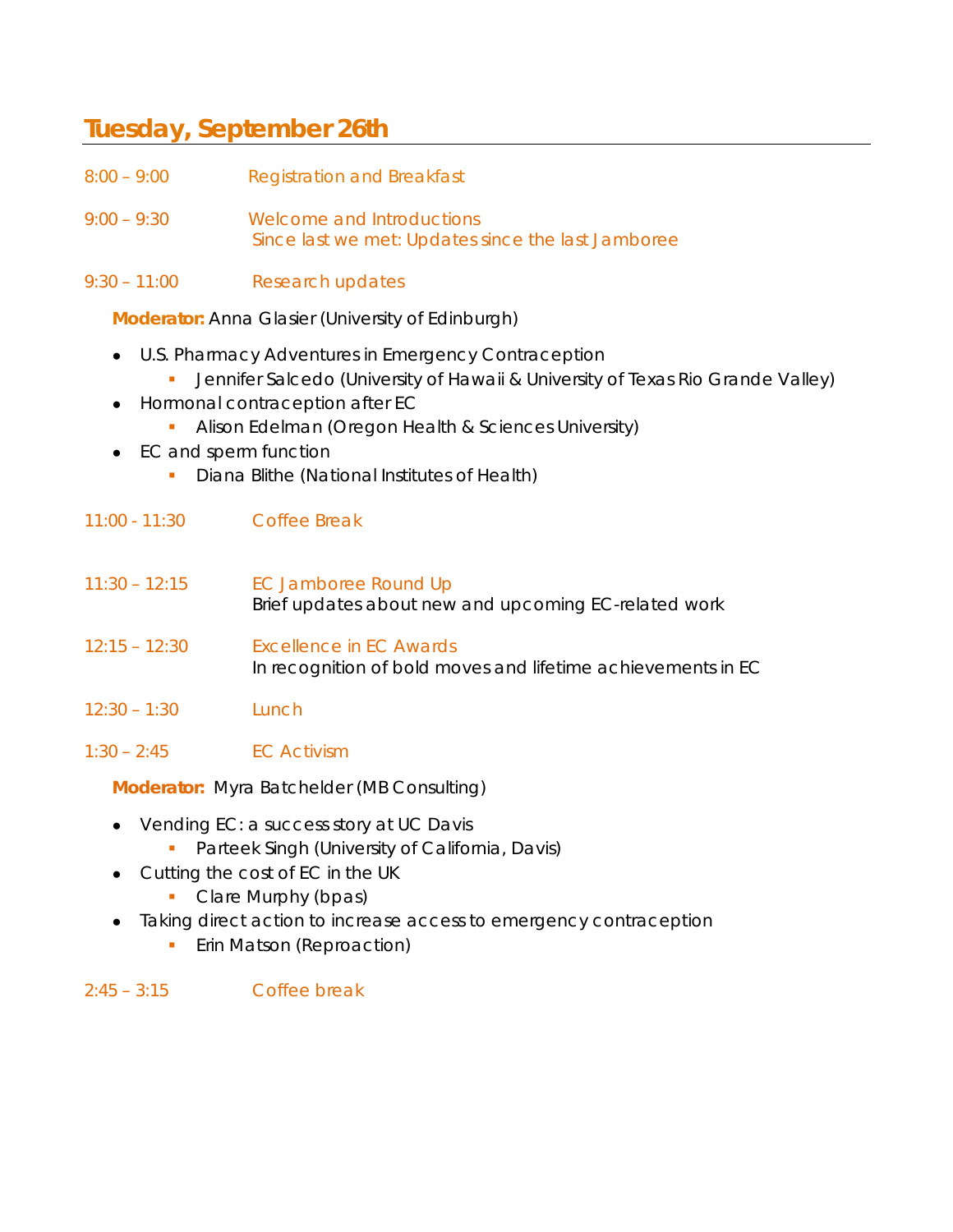## Tuesday, September 26th

8:00 – 9:00 Registration and Breakfast

9:00 – 9:30 Welcome and Introductions
Since last we met: Updates since the last Jamboree

9:30 – 11:00 Research updates

**Moderator:** Anna Glasier (University of Edinburgh)

- U.S. Pharmacy Adventures in Emergency Contraception
  - Jennifer Salcedo (University of Hawaii & University of Texas Rio Grande Valley)
- Hormonal contraception after EC
  - Alison Edelman (Oregon Health & Sciences University)
- EC and sperm function
  - Diana Blithe (National Institutes of Health)

11:00 - 11:30 Coffee Break

11:30 – 12:15 EC Jamboree Round Up
Brief updates about new and upcoming EC-related work

12:15 – 12:30 Excellence in EC Awards
In recognition of bold moves and lifetime achievements in EC

12:30 – 1:30 Lunch

1:30 – 2:45 EC Activism

**Moderator:** Myra Batchelder (MB Consulting)

- Vending EC: a success story at UC Davis
  - Parteek Singh (University of California, Davis)
- Cutting the cost of EC in the UK
  - Clare Murphy (bpas)
- Taking direct action to increase access to emergency contraception
  - Erin Matson (Reproaction)

2:45 – 3:15 Coffee break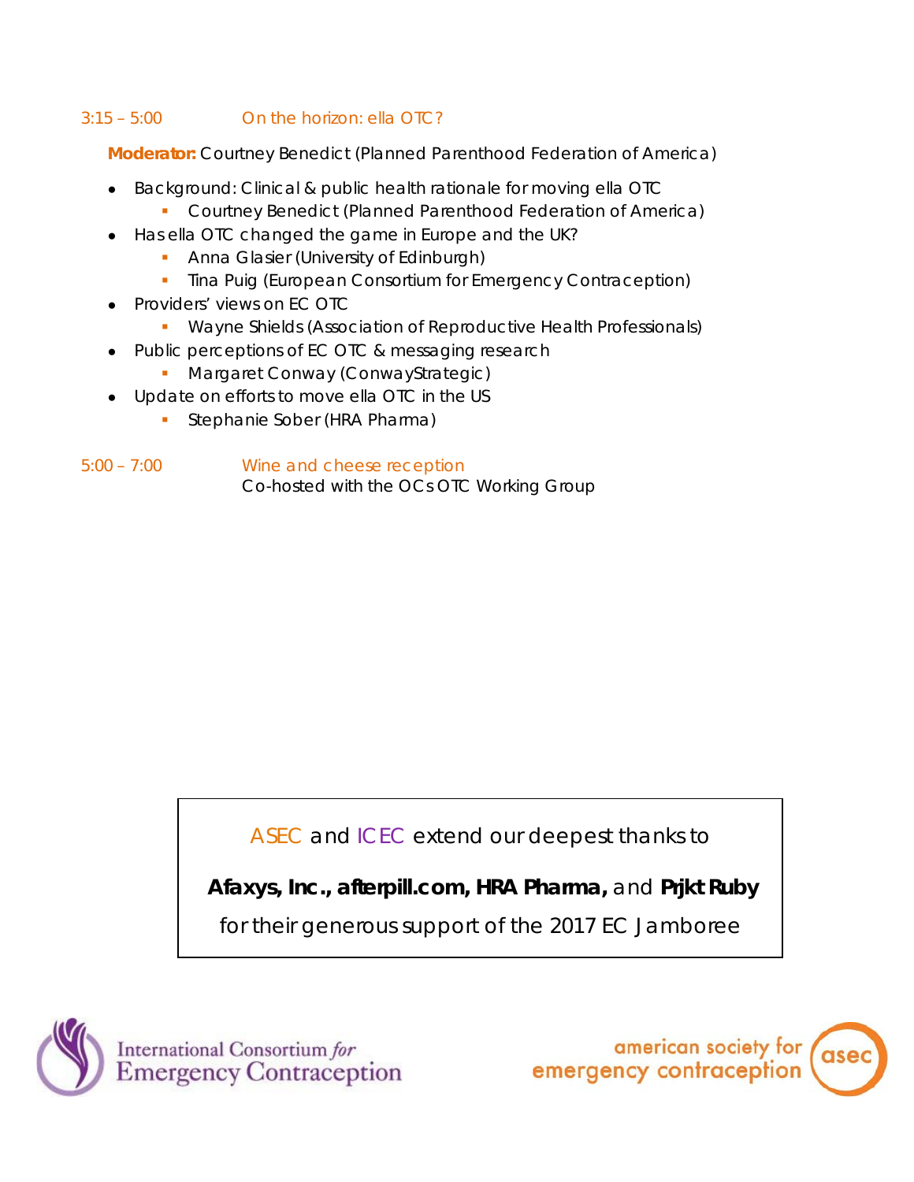3:15 – 5:00 On the horizon: ella OTC?

**Moderator:** Courtney Benedict (Planned Parenthood Federation of America)

- Background: Clinical & public health rationale for moving ella OTC
    - Courtney Benedict (Planned Parenthood Federation of America)
- Has ella OTC changed the game in Europe and the UK?
    - Anna Glasier (University of Edinburgh)
    - Tina Puig (European Consortium for Emergency Contraception)
- Providers' views on EC OTC
    - Wayne Shields (Association of Reproductive Health Professionals)
- Public perceptions of EC OTC & messaging research
    - Margaret Conway (ConwayStrategic)
- Update on efforts to move ella OTC in the US
    - Stephanie Sober (HRA Pharma)

5:00 – 7:00 Wine and cheese reception
Co-hosted with the OCs OTC Working Group

ASEC and ICEC extend our deepest thanks to

**Afaxys, Inc., afterpill.com, HRA Pharma,** and **Prjkt Ruby**

for their generous support of the 2017 EC Jamboree

International Consortium *for* Emergency Contraception

american society for emergency contraception asec